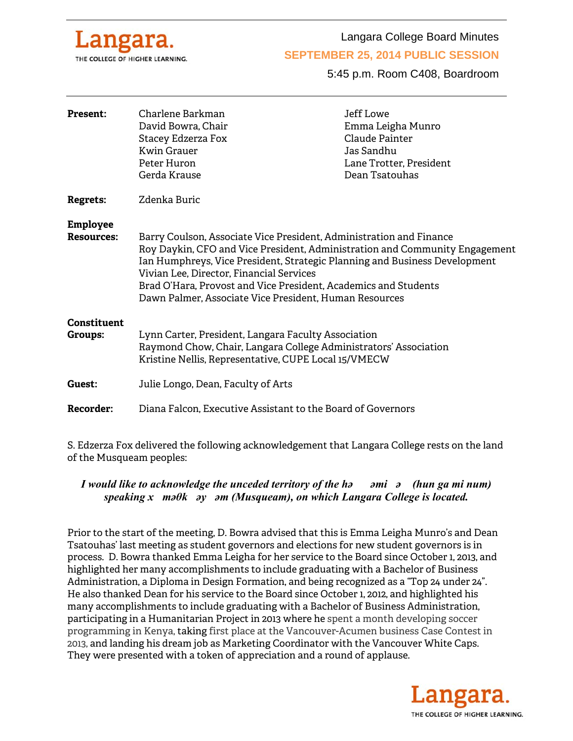Langara.
THE COLLEGE OF HIGHER LEARNING.

# Langara College Board Minutes

## SEPTEMBER 25, 2014 PUBLIC SESSION

5:45 p.m. Room C408, Boardroom

---

**Present:**
Charlene Barkman
David Bowra, Chair
Stacey Edzerza Fox
Kwin Grauer
Peter Huron
Gerda Krause
Jeff Lowe
Emma Leigha Munro
Claude Painter
Jas Sandhu
Lane Trotter, President
Dean Tsatouhas

**Regrets:** Zdenka Buric

**Employee Resources:**
Barry Coulson, Associate Vice President, Administration and Finance
Roy Daykin, CFO and Vice President, Administration and Community Engagement
Ian Humphreys, Vice President, Strategic Planning and Business Development
Vivian Lee, Director, Financial Services
Brad O'Hara, Provost and Vice President, Academics and Students
Dawn Palmer, Associate Vice President, Human Resources

**Constituent Groups:**
Lynn Carter, President, Langara Faculty Association
Raymond Chow, Chair, Langara College Administrators' Association
Kristine Nellis, Representative, CUPE Local 15/VMECW

**Guest:** Julie Longo, Dean, Faculty of Arts

**Recorder:** Diana Falcon, Executive Assistant to the Board of Governors

S. Edzerza Fox delivered the following acknowledgement that Langara College rests on the land of the Musqueam peoples:

***I would like to acknowledge the unceded territory of the hə əmi ə (hun ga mi num) speaking x məθk əy əm (Musqueam), on which Langara College is located.***

Prior to the start of the meeting, D. Bowra advised that this is Emma Leigha Munro's and Dean Tsatouhas' last meeting as student governors and elections for new student governors is in process. D. Bowra thanked Emma Leigha for her service to the Board since October 1, 2013, and highlighted her many accomplishments to include graduating with a Bachelor of Business Administration, a Diploma in Design Formation, and being recognized as a "Top 24 under 24". He also thanked Dean for his service to the Board since October 1, 2012, and highlighted his many accomplishments to include graduating with a Bachelor of Business Administration, participating in a Humanitarian Project in 2013 where he spent a month developing soccer programming in Kenya, taking first place at the Vancouver-Acumen business Case Contest in 2013, and landing his dream job as Marketing Coordinator with the Vancouver White Caps. They were presented with a token of appreciation and a round of applause.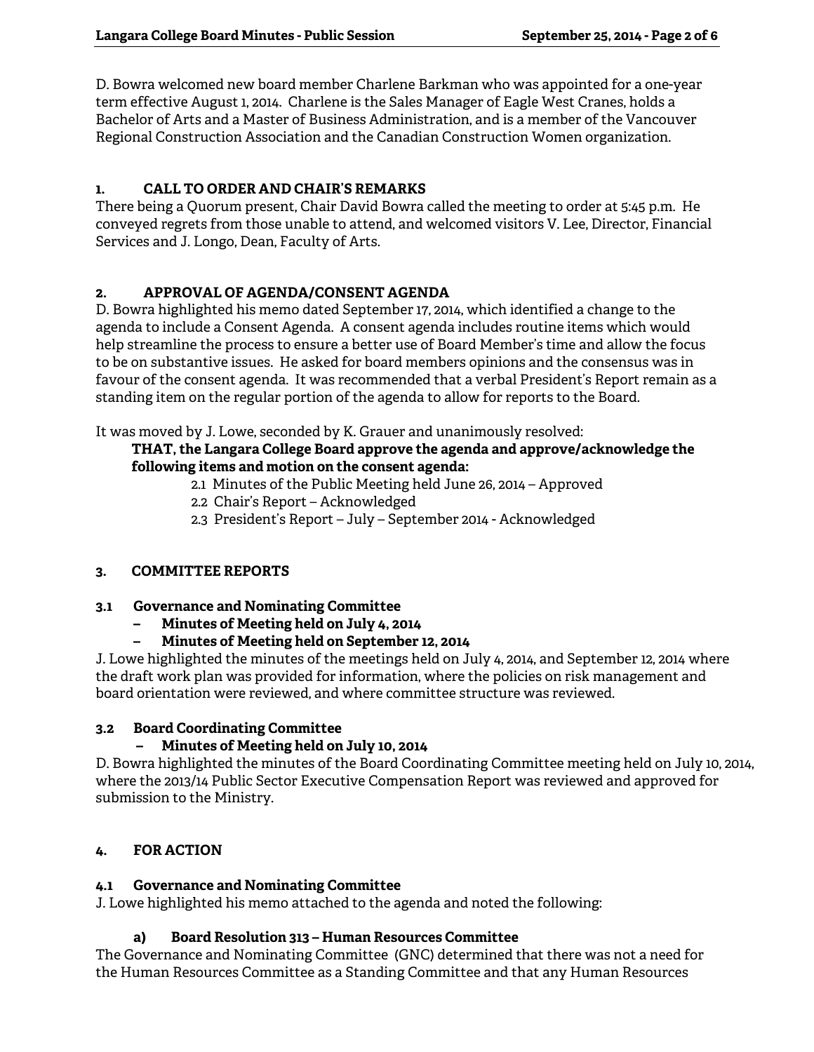D. Bowra welcomed new board member Charlene Barkman who was appointed for a one-year term effective August 1, 2014. Charlene is the Sales Manager of Eagle West Cranes, holds a Bachelor of Arts and a Master of Business Administration, and is a member of the Vancouver Regional Construction Association and the Canadian Construction Women organization.

## 1. CALL TO ORDER AND CHAIR'S REMARKS

There being a Quorum present, Chair David Bowra called the meeting to order at 5:45 p.m. He conveyed regrets from those unable to attend, and welcomed visitors V. Lee, Director, Financial Services and J. Longo, Dean, Faculty of Arts.

## 2. APPROVAL OF AGENDA/CONSENT AGENDA

D. Bowra highlighted his memo dated September 17, 2014, which identified a change to the agenda to include a Consent Agenda. A consent agenda includes routine items which would help streamline the process to ensure a better use of Board Member's time and allow the focus to be on substantive issues. He asked for board members opinions and the consensus was in favour of the consent agenda. It was recommended that a verbal President's Report remain as a standing item on the regular portion of the agenda to allow for reports to the Board.

It was moved by J. Lowe, seconded by K. Grauer and unanimously resolved:

**THAT, the Langara College Board approve the agenda and approve/acknowledge the following items and motion on the consent agenda:**

2.1 Minutes of the Public Meeting held June 26, 2014 – Approved
2.2 Chair's Report – Acknowledged
2.3 President's Report – July – September 2014 - Acknowledged

## 3. COMMITTEE REPORTS

### 3.1 Governance and Nominating Committee

- **Minutes of Meeting held on July 4, 2014**
- **Minutes of Meeting held on September 12, 2014**

J. Lowe highlighted the minutes of the meetings held on July 4, 2014, and September 12, 2014 where the draft work plan was provided for information, where the policies on risk management and board orientation were reviewed, and where committee structure was reviewed.

### 3.2 Board Coordinating Committee

- **Minutes of Meeting held on July 10, 2014**

D. Bowra highlighted the minutes of the Board Coordinating Committee meeting held on July 10, 2014, where the 2013/14 Public Sector Executive Compensation Report was reviewed and approved for submission to the Ministry.

## 4. FOR ACTION

### 4.1 Governance and Nominating Committee

J. Lowe highlighted his memo attached to the agenda and noted the following:

#### a) Board Resolution 313 – Human Resources Committee

The Governance and Nominating Committee (GNC) determined that there was not a need for the Human Resources Committee as a Standing Committee and that any Human Resources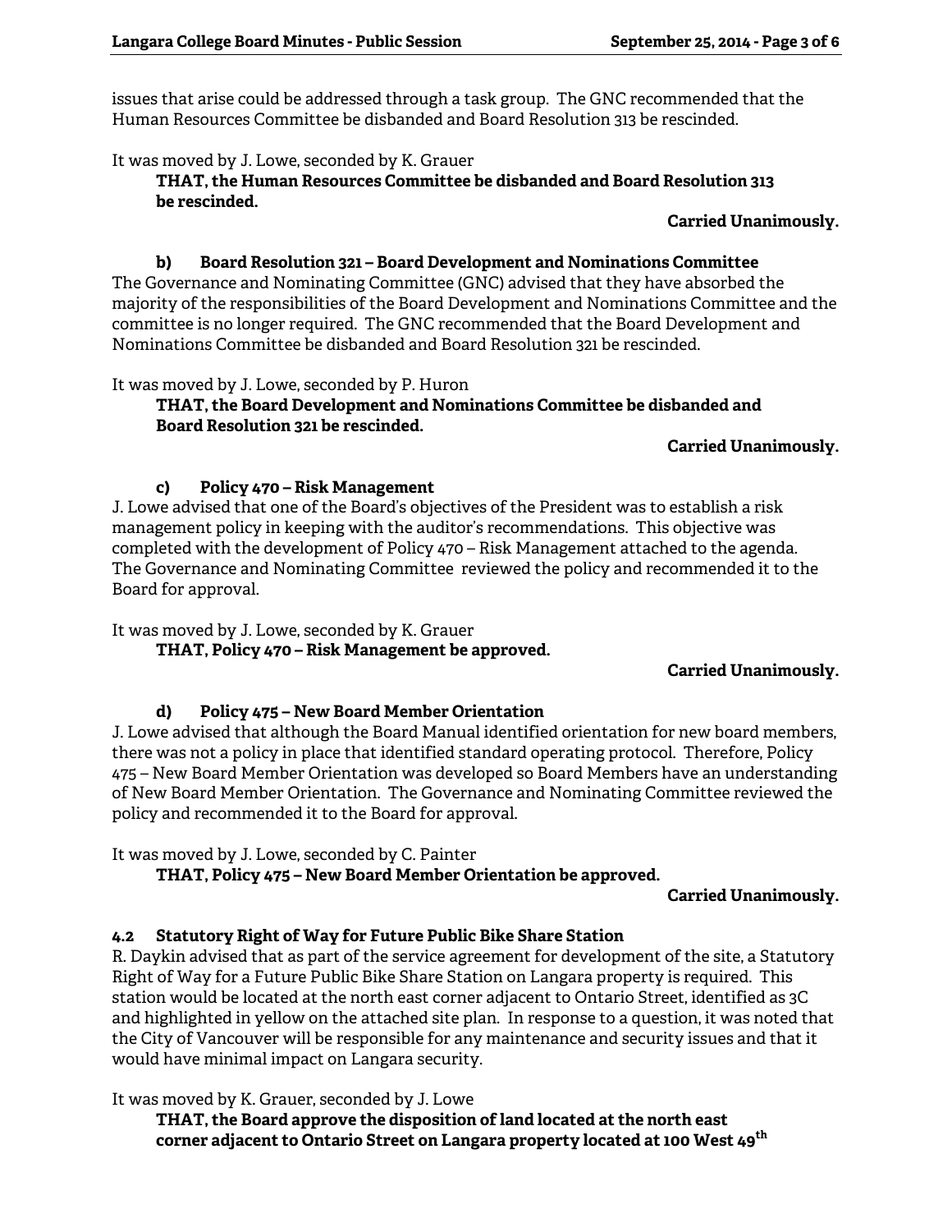issues that arise could be addressed through a task group. The GNC recommended that the Human Resources Committee be disbanded and Board Resolution 313 be rescinded.

It was moved by J. Lowe, seconded by K. Grauer

**THAT, the Human Resources Committee be disbanded and Board Resolution 313 be rescinded.**

**Carried Unanimously.**

#### b) Board Resolution 321 – Board Development and Nominations Committee

The Governance and Nominating Committee (GNC) advised that they have absorbed the majority of the responsibilities of the Board Development and Nominations Committee and the committee is no longer required. The GNC recommended that the Board Development and Nominations Committee be disbanded and Board Resolution 321 be rescinded.

It was moved by J. Lowe, seconded by P. Huron

**THAT, the Board Development and Nominations Committee be disbanded and Board Resolution 321 be rescinded.**

**Carried Unanimously.**

#### c) Policy 470 – Risk Management

J. Lowe advised that one of the Board's objectives of the President was to establish a risk management policy in keeping with the auditor's recommendations. This objective was completed with the development of Policy 470 – Risk Management attached to the agenda. The Governance and Nominating Committee reviewed the policy and recommended it to the Board for approval.

It was moved by J. Lowe, seconded by K. Grauer

**THAT, Policy 470 – Risk Management be approved.**

**Carried Unanimously.**

#### d) Policy 475 – New Board Member Orientation

J. Lowe advised that although the Board Manual identified orientation for new board members, there was not a policy in place that identified standard operating protocol. Therefore, Policy 475 – New Board Member Orientation was developed so Board Members have an understanding of New Board Member Orientation. The Governance and Nominating Committee reviewed the policy and recommended it to the Board for approval.

It was moved by J. Lowe, seconded by C. Painter

**THAT, Policy 475 – New Board Member Orientation be approved.**

**Carried Unanimously.**

### 4.2 Statutory Right of Way for Future Public Bike Share Station

R. Daykin advised that as part of the service agreement for development of the site, a Statutory Right of Way for a Future Public Bike Share Station on Langara property is required. This station would be located at the north east corner adjacent to Ontario Street, identified as 3C and highlighted in yellow on the attached site plan. In response to a question, it was noted that the City of Vancouver will be responsible for any maintenance and security issues and that it would have minimal impact on Langara security.

It was moved by K. Grauer, seconded by J. Lowe

**THAT, the Board approve the disposition of land located at the north east corner adjacent to Ontario Street on Langara property located at 100 West 49th**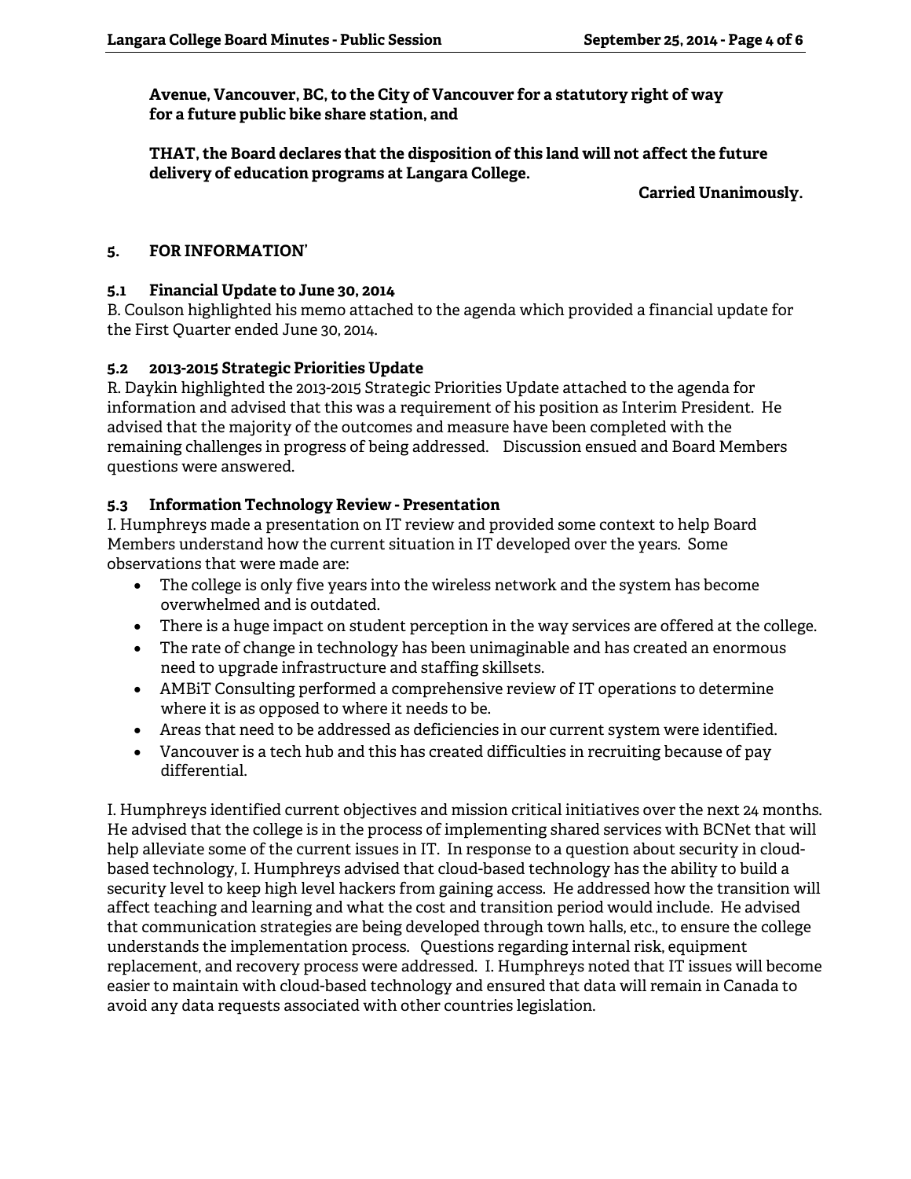**Avenue, Vancouver, BC, to the City of Vancouver for a statutory right of way for a future public bike share station, and**

**THAT, the Board declares that the disposition of this land will not affect the future delivery of education programs at Langara College.**

**Carried Unanimously.**

## 5. FOR INFORMATION'

### 5.1 Financial Update to June 30, 2014

B. Coulson highlighted his memo attached to the agenda which provided a financial update for the First Quarter ended June 30, 2014.

### 5.2 2013-2015 Strategic Priorities Update

R. Daykin highlighted the 2013-2015 Strategic Priorities Update attached to the agenda for information and advised that this was a requirement of his position as Interim President. He advised that the majority of the outcomes and measure have been completed with the remaining challenges in progress of being addressed. Discussion ensued and Board Members questions were answered.

### 5.3 Information Technology Review - Presentation

I. Humphreys made a presentation on IT review and provided some context to help Board Members understand how the current situation in IT developed over the years. Some observations that were made are:

- The college is only five years into the wireless network and the system has become overwhelmed and is outdated.
- There is a huge impact on student perception in the way services are offered at the college.
- The rate of change in technology has been unimaginable and has created an enormous need to upgrade infrastructure and staffing skillsets.
- AMBiT Consulting performed a comprehensive review of IT operations to determine where it is as opposed to where it needs to be.
- Areas that need to be addressed as deficiencies in our current system were identified.
- Vancouver is a tech hub and this has created difficulties in recruiting because of pay differential.

I. Humphreys identified current objectives and mission critical initiatives over the next 24 months. He advised that the college is in the process of implementing shared services with BCNet that will help alleviate some of the current issues in IT. In response to a question about security in cloud-based technology, I. Humphreys advised that cloud-based technology has the ability to build a security level to keep high level hackers from gaining access. He addressed how the transition will affect teaching and learning and what the cost and transition period would include. He advised that communication strategies are being developed through town halls, etc., to ensure the college understands the implementation process. Questions regarding internal risk, equipment replacement, and recovery process were addressed. I. Humphreys noted that IT issues will become easier to maintain with cloud-based technology and ensured that data will remain in Canada to avoid any data requests associated with other countries legislation.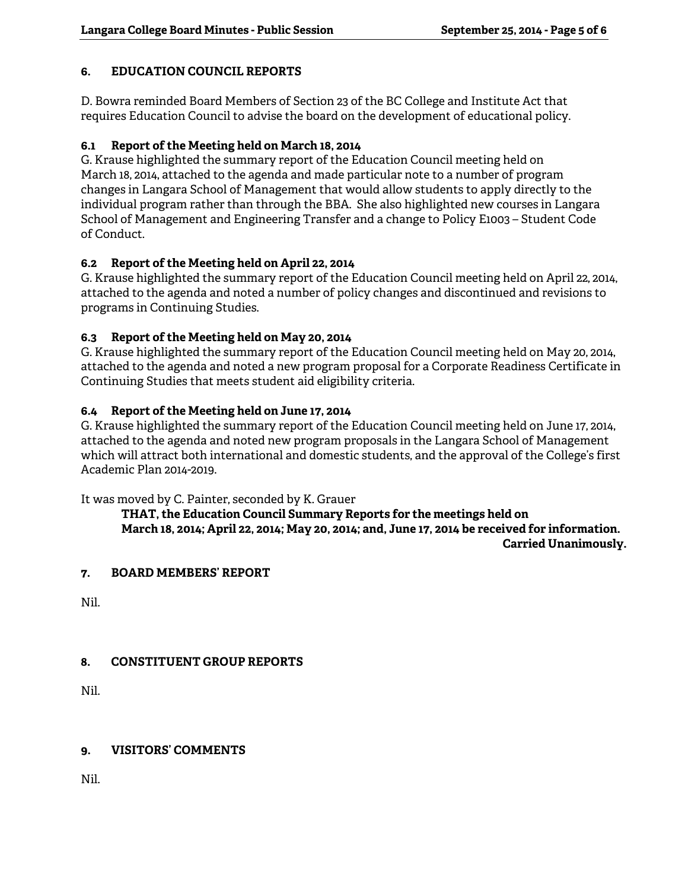## 6. EDUCATION COUNCIL REPORTS

D. Bowra reminded Board Members of Section 23 of the BC College and Institute Act that requires Education Council to advise the board on the development of educational policy.

### 6.1 Report of the Meeting held on March 18, 2014

G. Krause highlighted the summary report of the Education Council meeting held on March 18, 2014, attached to the agenda and made particular note to a number of program changes in Langara School of Management that would allow students to apply directly to the individual program rather than through the BBA. She also highlighted new courses in Langara School of Management and Engineering Transfer and a change to Policy E1003 – Student Code of Conduct.

### 6.2 Report of the Meeting held on April 22, 2014

G. Krause highlighted the summary report of the Education Council meeting held on April 22, 2014, attached to the agenda and noted a number of policy changes and discontinued and revisions to programs in Continuing Studies.

### 6.3 Report of the Meeting held on May 20, 2014

G. Krause highlighted the summary report of the Education Council meeting held on May 20, 2014, attached to the agenda and noted a new program proposal for a Corporate Readiness Certificate in Continuing Studies that meets student aid eligibility criteria.

### 6.4 Report of the Meeting held on June 17, 2014

G. Krause highlighted the summary report of the Education Council meeting held on June 17, 2014, attached to the agenda and noted new program proposals in the Langara School of Management which will attract both international and domestic students, and the approval of the College's first Academic Plan 2014-2019.

It was moved by C. Painter, seconded by K. Grauer

> **THAT, the Education Council Summary Reports for the meetings held on March 18, 2014; April 22, 2014; May 20, 2014; and, June 17, 2014 be received for information.**
>
> **Carried Unanimously.**

## 7. BOARD MEMBERS' REPORT

Nil.

## 8. CONSTITUENT GROUP REPORTS

Nil.

## 9. VISITORS' COMMENTS

Nil.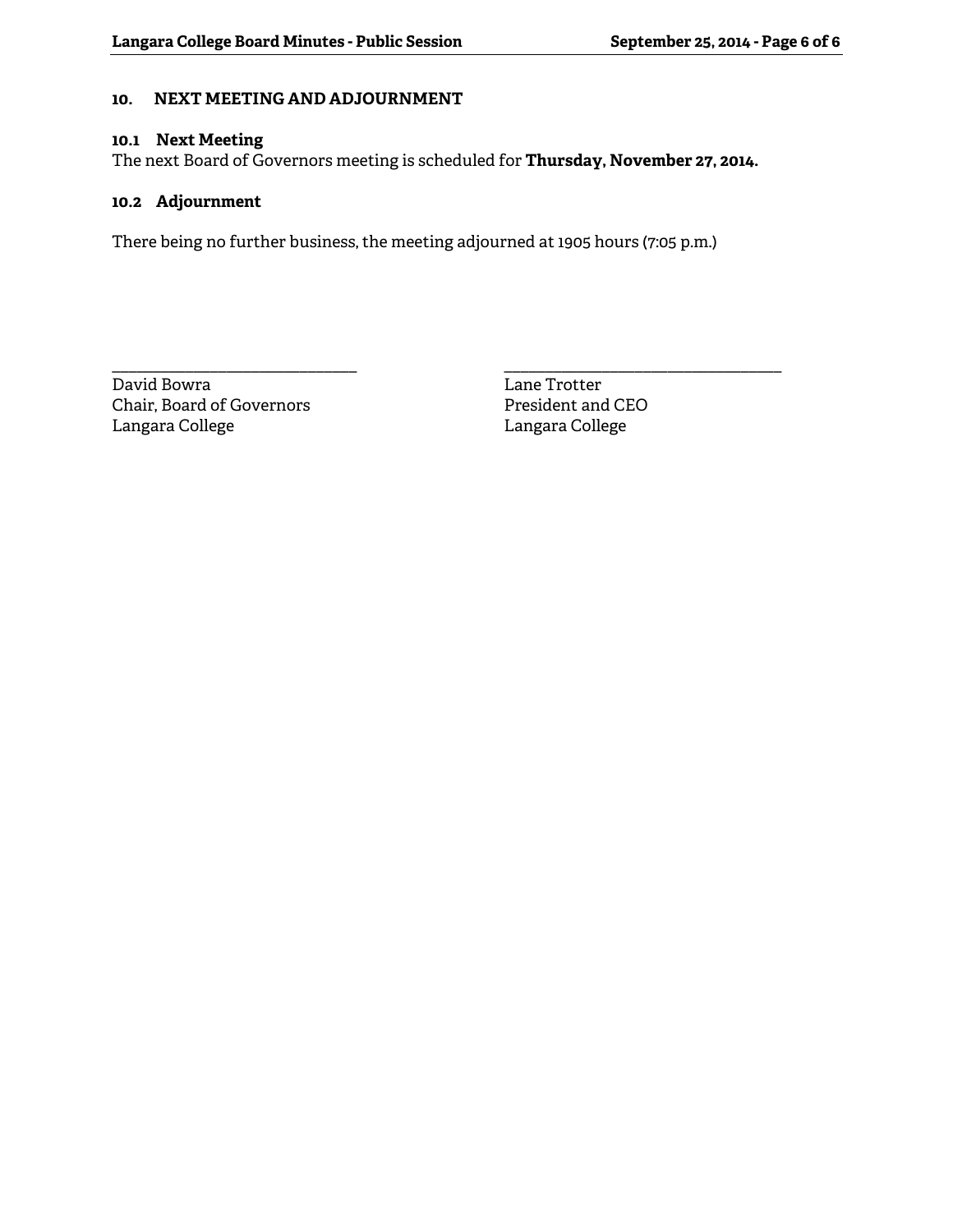## 10. NEXT MEETING AND ADJOURNMENT

### 10.1 Next Meeting

The next Board of Governors meeting is scheduled for **Thursday, November 27, 2014.**

### 10.2 Adjournment

There being no further business, the meeting adjourned at 1905 hours (7:05 p.m.)

| | |
|---|---|
| _______________________________ | ___________________________________ |
| David Bowra | Lane Trotter |
| Chair, Board of Governors | President and CEO |
| Langara College | Langara College |